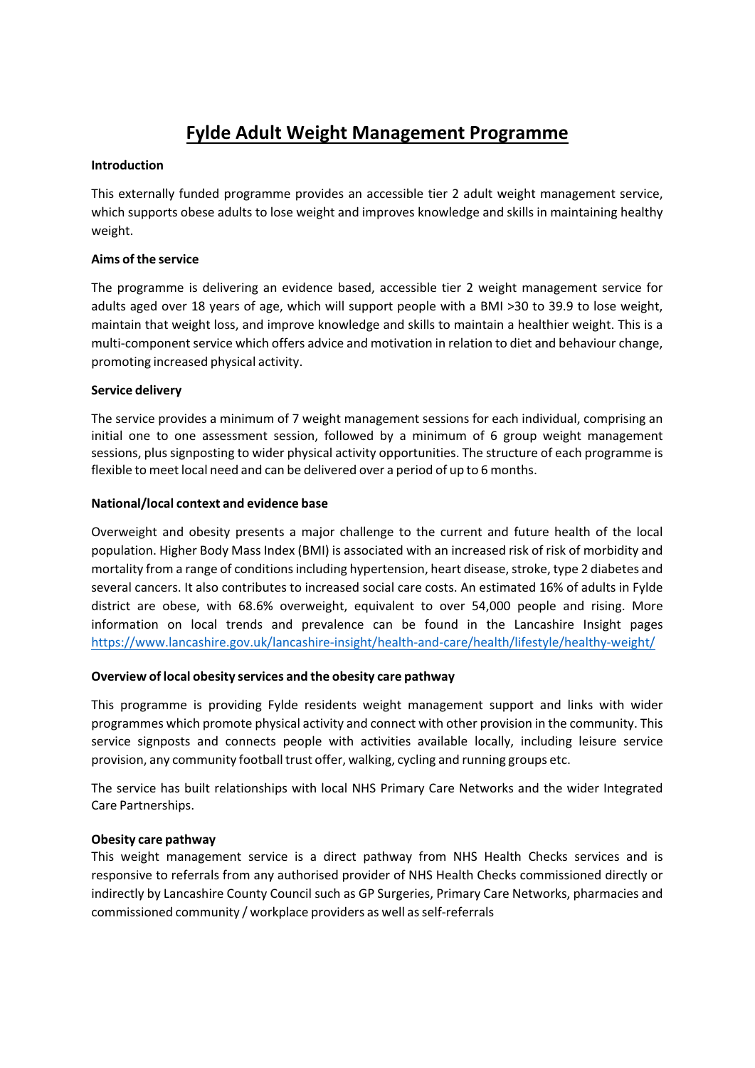# Fylde Adult Weight Management Programme

**Introduction**

This externally funded programme provides an accessible tier 2 adult weight management service, which supports obese adults to lose weight and improves knowledge and skills in maintaining healthy weight.

**Aims of the service**

The programme is delivering an evidence based, accessible tier 2 weight management service for adults aged over 18 years of age, which will support people with a BMI >30 to 39.9 to lose weight, maintain that weight loss, and improve knowledge and skills to maintain a healthier weight. This is a multi-component service which offers advice and motivation in relation to diet and behaviour change, promoting increased physical activity.

**Service delivery**

The service provides a minimum of 7 weight management sessions for each individual, comprising an initial one to one assessment session, followed by a minimum of 6 group weight management sessions, plus signposting to wider physical activity opportunities. The structure of each programme is flexible to meet local need and can be delivered over a period of up to 6 months.

**National/local context and evidence base**

Overweight and obesity presents a major challenge to the current and future health of the local population. Higher Body Mass Index (BMI) is associated with an increased risk of risk of morbidity and mortality from a range of conditions including hypertension, heart disease, stroke, type 2 diabetes and several cancers. It also contributes to increased social care costs. An estimated 16% of adults in Fylde district are obese, with 68.6% overweight, equivalent to over 54,000 people and rising. More information on local trends and prevalence can be found in the Lancashire Insight pages https://www.lancashire.gov.uk/lancashire-insight/health-and-care/health/lifestyle/healthy-weight/

**Overview of local obesity services and the obesity care pathway**

This programme is providing Fylde residents weight management support and links with wider programmes which promote physical activity and connect with other provision in the community. This service signposts and connects people with activities available locally, including leisure service provision, any community football trust offer, walking, cycling and running groups etc.

The service has built relationships with local NHS Primary Care Networks and the wider Integrated Care Partnerships.

**Obesity care pathway**

This weight management service is a direct pathway from NHS Health Checks services and is responsive to referrals from any authorised provider of NHS Health Checks commissioned directly or indirectly by Lancashire County Council such as GP Surgeries, Primary Care Networks, pharmacies and commissioned community / workplace providers as well as self-referrals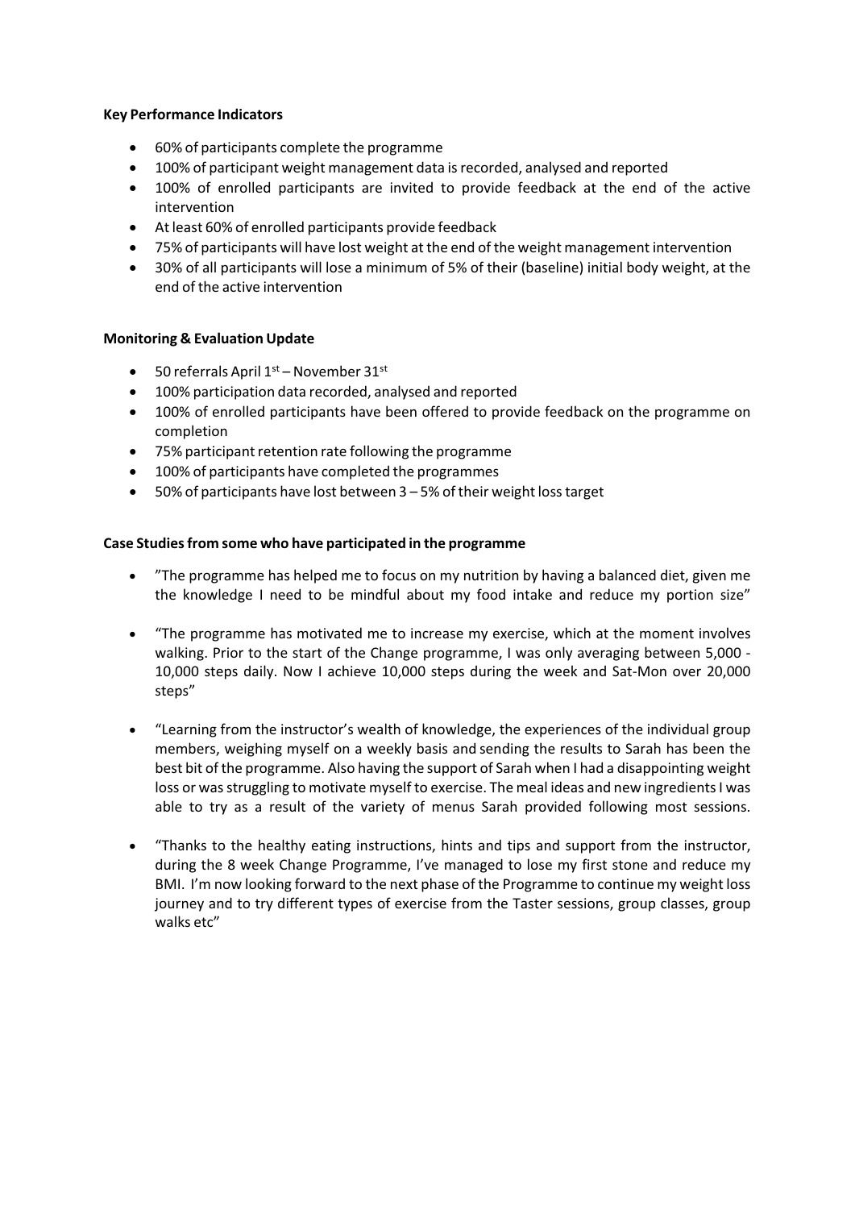**Key Performance Indicators**

- 60% of participants complete the programme
- 100% of participant weight management data is recorded, analysed and reported
- 100% of enrolled participants are invited to provide feedback at the end of the active intervention
- At least 60% of enrolled participants provide feedback
- 75% of participants will have lost weight at the end of the weight management intervention
- 30% of all participants will lose a minimum of 5% of their (baseline) initial body weight, at the end of the active intervention

**Monitoring & Evaluation Update**

- 50 referrals April 1st – November 31st
- 100% participation data recorded, analysed and reported
- 100% of enrolled participants have been offered to provide feedback on the programme on completion
- 75% participant retention rate following the programme
- 100% of participants have completed the programmes
- 50% of participants have lost between 3 – 5% of their weight loss target

**Case Studies from some who have participated in the programme**

- ”The programme has helped me to focus on my nutrition by having a balanced diet, given me the knowledge I need to be mindful about my food intake and reduce my portion size”

- “The programme has motivated me to increase my exercise, which at the moment involves walking. Prior to the start of the Change programme, I was only averaging between 5,000 - 10,000 steps daily. Now I achieve 10,000 steps during the week and Sat-Mon over 20,000 steps”

- “Learning from the instructor’s wealth of knowledge, the experiences of the individual group members, weighing myself on a weekly basis and sending the results to Sarah has been the best bit of the programme. Also having the support of Sarah when I had a disappointing weight loss or was struggling to motivate myself to exercise. The meal ideas and new ingredients I was able to try as a result of the variety of menus Sarah provided following most sessions.

- “Thanks to the healthy eating instructions, hints and tips and support from the instructor, during the 8 week Change Programme, I’ve managed to lose my first stone and reduce my BMI. I’m now looking forward to the next phase of the Programme to continue my weight loss journey and to try different types of exercise from the Taster sessions, group classes, group walks etc”